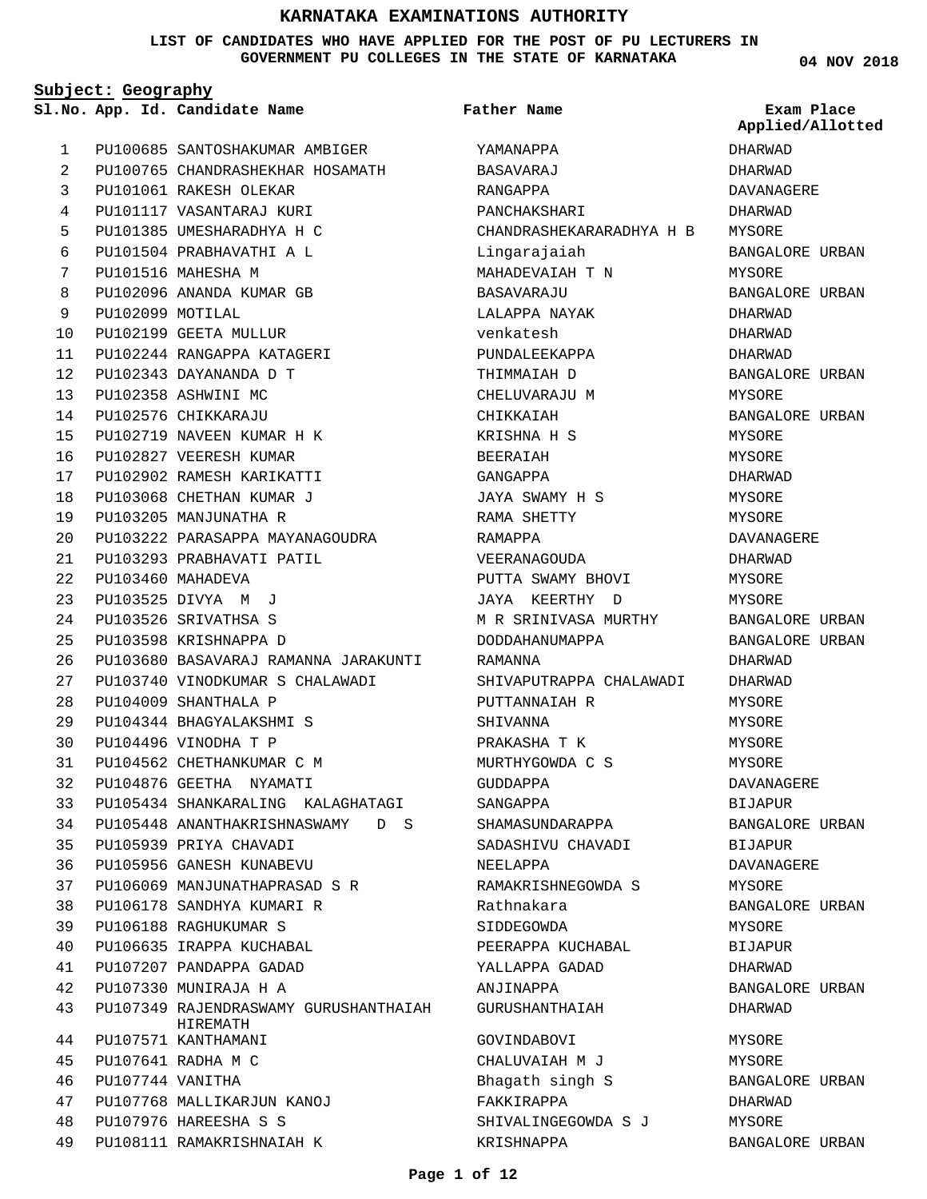# KARNATAKA EXAMINATIONS AUTHORITY

## LIST OF CANDIDATES WHO HAVE APPLIED FOR THE POST OF PU LECTURERS IN GOVERNMENT PU COLLEGES IN THE STATE OF KARNATAKA

04 NOV 2018

**Subject: Geography**

| Sl.No. | App. Id. | Candidate Name | Father Name | Exam Place Applied/Allotted |
|---|---|---|---|---|
| 1 | PU100685 | SANTOSHAKUMAR AMBIGER | YAMANAPPA | DHARWAD |
| 2 | PU100765 | CHANDRASHEKHAR HOSAMATH | BASAVARAJ | DHARWAD |
| 3 | PU101061 | RAKESH OLEKAR | RANGAPPA | DAVANAGERE |
| 4 | PU101117 | VASANTARAJ KURI | PANCHAKSHARI | DHARWAD |
| 5 | PU101385 | UMESHARADHYA H C | CHANDRASHEKARARADHYA H B | MYSORE |
| 6 | PU101504 | PRABHAVATHI A L | Lingarajaiah | BANGALORE URBAN |
| 7 | PU101516 | MAHESHA M | MAHADEVAIAH T N | MYSORE |
| 8 | PU102096 | ANANDA KUMAR GB | BASAVARAJU | BANGALORE URBAN |
| 9 | PU102099 | MOTILAL | LALAPPA NAYAK | DHARWAD |
| 10 | PU102199 | GEETA MULLUR | venkatesh | DHARWAD |
| 11 | PU102244 | RANGAPPA KATAGERI | PUNDALEEKAPPA | DHARWAD |
| 12 | PU102343 | DAYANANDA D T | THIMMAIAH D | BANGALORE URBAN |
| 13 | PU102358 | ASHWINI MC | CHELUVARAJU M | MYSORE |
| 14 | PU102576 | CHIKKARAJU | CHIKKAIAH | BANGALORE URBAN |
| 15 | PU102719 | NAVEEN KUMAR H K | KRISHNA H S | MYSORE |
| 16 | PU102827 | VEERESH KUMAR | BEERAIAH | MYSORE |
| 17 | PU102902 | RAMESH KARIKATTI | GANGAPPA | DHARWAD |
| 18 | PU103068 | CHETHAN KUMAR J | JAYA SWAMY H S | MYSORE |
| 19 | PU103205 | MANJUNATHA R | RAMA SHETTY | MYSORE |
| 20 | PU103222 | PARASAPPA MAYANAGOUDRA | RAMAPPA | DAVANAGERE |
| 21 | PU103293 | PRABHAVATI PATIL | VEERANAGOUDA | DHARWAD |
| 22 | PU103460 | MAHADEVA | PUTTA SWAMY BHOVI | MYSORE |
| 23 | PU103525 | DIVYA M J | JAYA KEERTHY D | MYSORE |
| 24 | PU103526 | SRIVATHSA S | M R SRINIVASA MURTHY | BANGALORE URBAN |
| 25 | PU103598 | KRISHNAPPA D | DODDAHANUMAPPA | BANGALORE URBAN |
| 26 | PU103680 | BASAVARAJ RAMANNA JARAKUNTI | RAMANNA | DHARWAD |
| 27 | PU103740 | VINODKUMAR S CHALAWADI | SHIVAPUTRAPPA CHALAWADI | DHARWAD |
| 28 | PU104009 | SHANTHALA P | PUTTANNAIAH R | MYSORE |
| 29 | PU104344 | BHAGYALAKSHMI S | SHIVANNA | MYSORE |
| 30 | PU104496 | VINODHA T P | PRAKASHA T K | MYSORE |
| 31 | PU104562 | CHETHANKUMAR C M | MURTHYGOWDA C S | MYSORE |
| 32 | PU104876 | GEETHA NYAMATI | GUDDAPPA | DAVANAGERE |
| 33 | PU105434 | SHANKARALING KALAGHATAGI | SANGAPPA | BIJAPUR |
| 34 | PU105448 | ANANTHAKRISHNASWAMY D S | SHAMASUNDARAPPA | BANGALORE URBAN |
| 35 | PU105939 | PRIYA CHAVADI | SADASHIVU CHAVADI | BIJAPUR |
| 36 | PU105956 | GANESH KUNABEVU | NEELAPPA | DAVANAGERE |
| 37 | PU106069 | MANJUNATHAPRASAD S R | RAMAKRISHNEGOWDA S | MYSORE |
| 38 | PU106178 | SANDHYA KUMARI R | Rathnakara | BANGALORE URBAN |
| 39 | PU106188 | RAGHUKUMAR S | SIDDEGOWDA | MYSORE |
| 40 | PU106635 | IRAPPA KUCHABAL | PEERAPPA KUCHABAL | BIJAPUR |
| 41 | PU107207 | PANDAPPA GADAD | YALLAPPA GADAD | DHARWAD |
| 42 | PU107330 | MUNIRAJA H A | ANJINAPPA | BANGALORE URBAN |
| 43 | PU107349 | RAJENDRASWAMY GURUSHANTHAIAH HIREMATH | GURUSHANTHAIAH | DHARWAD |
| 44 | PU107571 | KANTHAMANI | GOVINDABOVI | MYSORE |
| 45 | PU107641 | RADHA M C | CHALUVAIAH M J | MYSORE |
| 46 | PU107744 | VANITHA | Bhagath singh S | BANGALORE URBAN |
| 47 | PU107768 | MALLIKARJUN KANOJ | FAKKIRAPPA | DHARWAD |
| 48 | PU107976 | HAREESHA S S | SHIVALINGEGOWDA S J | MYSORE |
| 49 | PU108111 | RAMAKRISHNAIAH K | KRISHNAPPA | BANGALORE URBAN |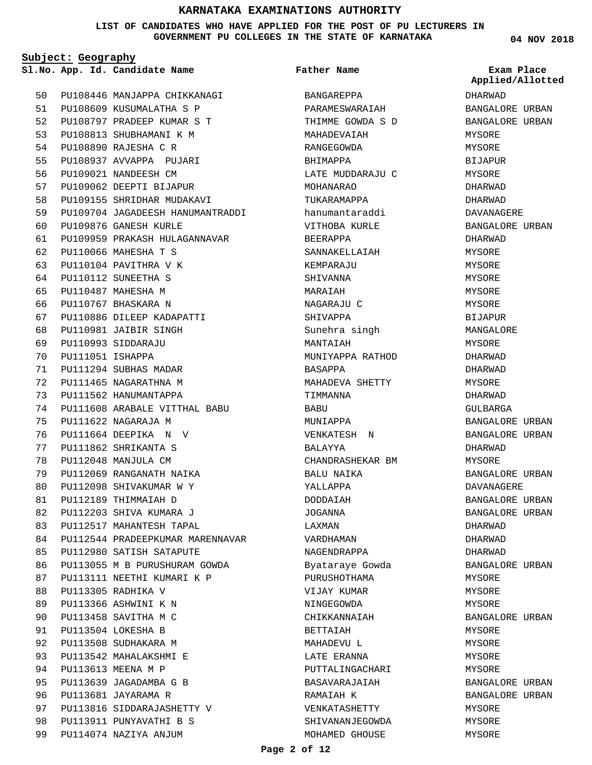# KARNATAKA EXAMINATIONS AUTHORITY

**LIST OF CANDIDATES WHO HAVE APPLIED FOR THE POST OF PU LECTURERS IN GOVERNMENT PU COLLEGES IN THE STATE OF KARNATAKA**

**04 NOV 2018**

**Subject: Geography**

| Sl.No. | App. Id. | Candidate Name | Father Name | Exam Place Applied/Allotted |
|---|---|---|---|---|
| 50 | PU108446 | MANJAPPA CHIKKANAGI | BANGAREPPA | DHARWAD |
| 51 | PU108609 | KUSUMALATHA S P | PARAMESWARAIAH | BANGALORE URBAN |
| 52 | PU108797 | PRADEEP KUMAR S T | THIMME GOWDA S D | BANGALORE URBAN |
| 53 | PU108813 | SHUBHAMANI K M | MAHADEVAIAH | MYSORE |
| 54 | PU108890 | RAJESHA C R | RANGEGOWDA | MYSORE |
| 55 | PU108937 | AVVAPPA PUJARI | BHIMAPPA | BIJAPUR |
| 56 | PU109021 | NANDEESH CM | LATE MUDDARAJU C | MYSORE |
| 57 | PU109062 | DEEPTI BIJAPUR | MOHANARAO | DHARWAD |
| 58 | PU109155 | SHRIDHAR MUDAKAVI | TUKARAMAPPA | DHARWAD |
| 59 | PU109704 | JAGADEESH HANUMANTRADDI | hanumantaraddi | DAVANAGERE |
| 60 | PU109876 | GANESH KURLE | VITHOBA KURLE | BANGALORE URBAN |
| 61 | PU109959 | PRAKASH HULAGANNAVAR | BEERAPPA | DHARWAD |
| 62 | PU110066 | MAHESHA T S | SANNAKELLAIAH | MYSORE |
| 63 | PU110104 | PAVITHRA V K | KEMPARAJU | MYSORE |
| 64 | PU110112 | SUNEETHA S | SHIVANNA | MYSORE |
| 65 | PU110487 | MAHESHA M | MARAIAH | MYSORE |
| 66 | PU110767 | BHASKARA N | NAGARAJU C | MYSORE |
| 67 | PU110886 | DILEEP KADAPATTI | SHIVAPPA | BIJAPUR |
| 68 | PU110981 | JAIBIR SINGH | Sunehra singh | MANGALORE |
| 69 | PU110993 | SIDDARAJU | MANTAIAH | MYSORE |
| 70 | PU111051 | ISHAPPA | MUNIYAPPA RATHOD | DHARWAD |
| 71 | PU111294 | SUBHAS MADAR | BASAPPA | DHARWAD |
| 72 | PU111465 | NAGARATHNA M | MAHADEVA SHETTY | MYSORE |
| 73 | PU111562 | HANUMANTAPPA | TIMMANNA | DHARWAD |
| 74 | PU111608 | ARABALE VITTHAL BABU | BABU | GULBARGA |
| 75 | PU111622 | NAGARAJA M | MUNIAPPA | BANGALORE URBAN |
| 76 | PU111664 | DEEPIKA N V | VENKATESH N | BANGALORE URBAN |
| 77 | PU111862 | SHRIKANTA S | BALAYYA | DHARWAD |
| 78 | PU112048 | MANJULA CM | CHANDRASHEKAR BM | MYSORE |
| 79 | PU112069 | RANGANATH NAIKA | BALU NAIKA | BANGALORE URBAN |
| 80 | PU112098 | SHIVAKUMAR W Y | YALLAPPA | DAVANAGERE |
| 81 | PU112189 | THIMMAIAH D | DODDAIAH | BANGALORE URBAN |
| 82 | PU112203 | SHIVA KUMARA J | JOGANNA | BANGALORE URBAN |
| 83 | PU112517 | MAHANTESH TAPAL | LAXMAN | DHARWAD |
| 84 | PU112544 | PRADEEPKUMAR MARENNAVAR | VARDHAMAN | DHARWAD |
| 85 | PU112980 | SATISH SATAPUTE | NAGENDRAPPA | DHARWAD |
| 86 | PU113055 | M B PURUSHURAM GOWDA | Byataraye Gowda | BANGALORE URBAN |
| 87 | PU113111 | NEETHI KUMARI K P | PURUSHOTHAMA | MYSORE |
| 88 | PU113305 | RADHIKA V | VIJAY KUMAR | MYSORE |
| 89 | PU113366 | ASHWINI K N | NINGEGOWDA | MYSORE |
| 90 | PU113458 | SAVITHA M C | CHIKKANNAIAH | BANGALORE URBAN |
| 91 | PU113504 | LOKESHA B | BETTAIAH | MYSORE |
| 92 | PU113508 | SUDHAKARA M | MAHADEVU L | MYSORE |
| 93 | PU113542 | MAHALAKSHMI E | LATE ERANNA | MYSORE |
| 94 | PU113613 | MEENA M P | PUTTALINGACHARI | MYSORE |
| 95 | PU113639 | JAGADAMBA G B | BASAVARAJAIAH | BANGALORE URBAN |
| 96 | PU113681 | JAYARAMA R | RAMAIAH K | BANGALORE URBAN |
| 97 | PU113816 | SIDDARAJASHETTY V | VENKATASHETTY | MYSORE |
| 98 | PU113911 | PUNYAVATHI B S | SHIVANANJEGOWDA | MYSORE |
| 99 | PU114074 | NAZIYA ANJUM | MOHAMED GHOUSE | MYSORE |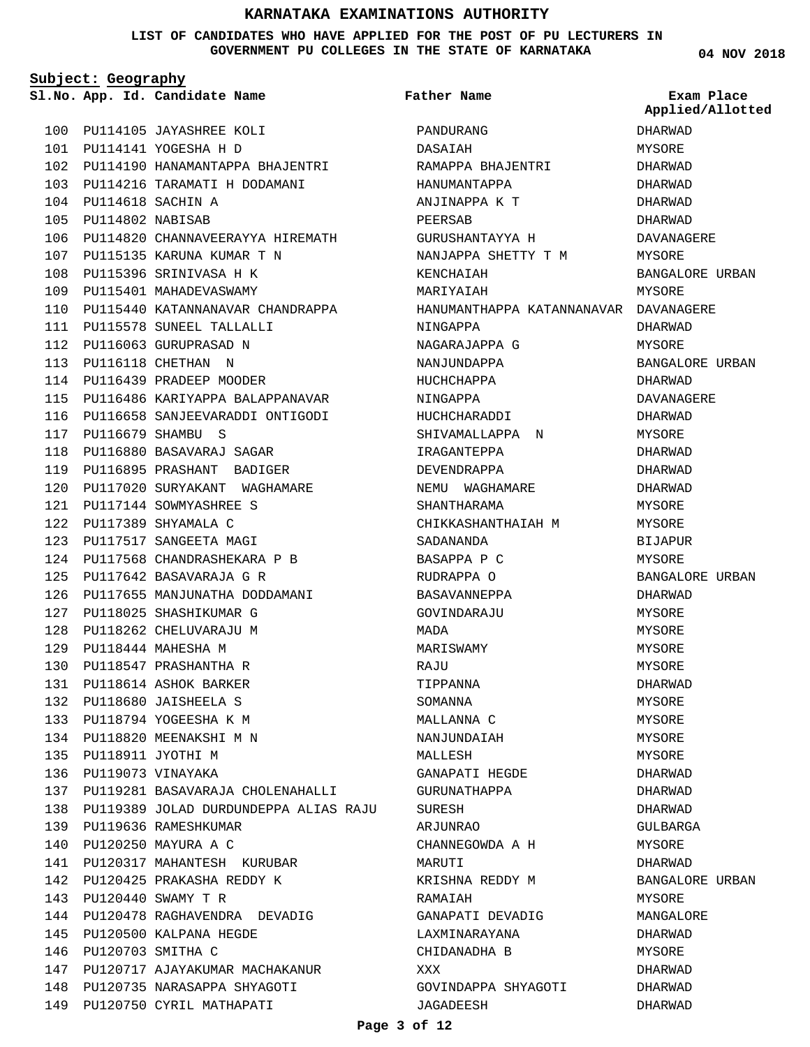# KARNATAKA EXAMINATIONS AUTHORITY

**LIST OF CANDIDATES WHO HAVE APPLIED FOR THE POST OF PU LECTURERS IN GOVERNMENT PU COLLEGES IN THE STATE OF KARNATAKA**

**04 NOV 2018**

**Subject: Geography**

| Sl.No. | App. Id. | Candidate Name | Father Name | Exam Place Applied/Allotted |
|---|---|---|---|---|
| 100 | PU114105 | JAYASHREE KOLI | PANDURANG | DHARWAD |
| 101 | PU114141 | YOGESHA H D | DASAIAH | MYSORE |
| 102 | PU114190 | HANAMANTAPPA BHAJENTRI | RAMAPPA BHAJENTRI | DHARWAD |
| 103 | PU114216 | TARAMATI H DODAMANI | HANUMANTAPPA | DHARWAD |
| 104 | PU114618 | SACHIN A | ANJINAPPA K T | DHARWAD |
| 105 | PU114802 | NABISAB | PEERSAB | DHARWAD |
| 106 | PU114820 | CHANNAVEERAYYA HIREMATH | GURUSHANTAYYA H | DAVANAGERE |
| 107 | PU115135 | KARUNA KUMAR T N | NANJAPPA SHETTY T M | MYSORE |
| 108 | PU115396 | SRINIVASA H K | KENCHAIAH | BANGALORE URBAN |
| 109 | PU115401 | MAHADEVASWAMY | MARIYAIAH | MYSORE |
| 110 | PU115440 | KATANNANAVAR CHANDRAPPA | HANUMANTHAPPA KATANNANAVAR | DAVANAGERE |
| 111 | PU115578 | SUNEEL TALLALLI | NINGAPPA | DHARWAD |
| 112 | PU116063 | GURUPRASAD N | NAGARAJAPPA G | MYSORE |
| 113 | PU116118 | CHETHAN N | NANJUNDAPPA | BANGALORE URBAN |
| 114 | PU116439 | PRADEEP MOODER | HUCHCHAPPA | DHARWAD |
| 115 | PU116486 | KARIYAPPA BALAPPANAVAR | NINGAPPA | DAVANAGERE |
| 116 | PU116658 | SANJEEVARADDI ONTIGODI | HUCHCHARADDI | DHARWAD |
| 117 | PU116679 | SHAMBU S | SHIVAMALLAPPA N | MYSORE |
| 118 | PU116880 | BASAVARAJ SAGAR | IRAGANTEPPA | DHARWAD |
| 119 | PU116895 | PRASHANT BADIGER | DEVENDRAPPA | DHARWAD |
| 120 | PU117020 | SURYAKANT WAGHAMARE | NEMU WAGHAMARE | DHARWAD |
| 121 | PU117144 | SOWMYASHREE S | SHANTHARAMA | MYSORE |
| 122 | PU117389 | SHYAMALA C | CHIKKASHANTHAIAH M | MYSORE |
| 123 | PU117517 | SANGEETA MAGI | SADANANDA | BIJAPUR |
| 124 | PU117568 | CHANDRASHEKARA P B | BASAPPA P C | MYSORE |
| 125 | PU117642 | BASAVARAJA G R | RUDRAPPA O | BANGALORE URBAN |
| 126 | PU117655 | MANJUNATHA DODDAMANI | BASAVANNEPPA | DHARWAD |
| 127 | PU118025 | SHASHIKUMAR G | GOVINDARAJU | MYSORE |
| 128 | PU118262 | CHELUVARAJU M | MADA | MYSORE |
| 129 | PU118444 | MAHESHA M | MARISWAMY | MYSORE |
| 130 | PU118547 | PRASHANTHA R | RAJU | MYSORE |
| 131 | PU118614 | ASHOK BARKER | TIPPANNA | DHARWAD |
| 132 | PU118680 | JAISHEELA S | SOMANNA | MYSORE |
| 133 | PU118794 | YOGEESHA K M | MALLANNA C | MYSORE |
| 134 | PU118820 | MEENAKSHI M N | NANJUNDAIAH | MYSORE |
| 135 | PU118911 | JYOTHI M | MALLESH | MYSORE |
| 136 | PU119073 | VINAYAKA | GANAPATI HEGDE | DHARWAD |
| 137 | PU119281 | BASAVARAJA CHOLENAHALLI | GURUNATHAPPA | DHARWAD |
| 138 | PU119389 | JOLAD DURDUNDEPPA ALIAS RAJU | SURESH | DHARWAD |
| 139 | PU119636 | RAMESHKUMAR | ARJUNRAO | GULBARGA |
| 140 | PU120250 | MAYURA A C | CHANNEGOWDA A H | MYSORE |
| 141 | PU120317 | MAHANTESH KURUBAR | MARUTI | DHARWAD |
| 142 | PU120425 | PRAKASHA REDDY K | KRISHNA REDDY M | BANGALORE URBAN |
| 143 | PU120440 | SWAMY T R | RAMAIAH | MYSORE |
| 144 | PU120478 | RAGHAVENDRA DEVADIG | GANAPATI DEVADIG | MANGALORE |
| 145 | PU120500 | KALPANA HEGDE | LAXMINARAYANA | DHARWAD |
| 146 | PU120703 | SMITHA C | CHIDANADHA B | MYSORE |
| 147 | PU120717 | AJAYAKUMAR MACHAKANUR | XXX | DHARWAD |
| 148 | PU120735 | NARASAPPA SHYAGOTI | GOVINDAPPA SHYAGOTI | DHARWAD |
| 149 | PU120750 | CYRIL MATHAPATI | JAGADEESH | DHARWAD |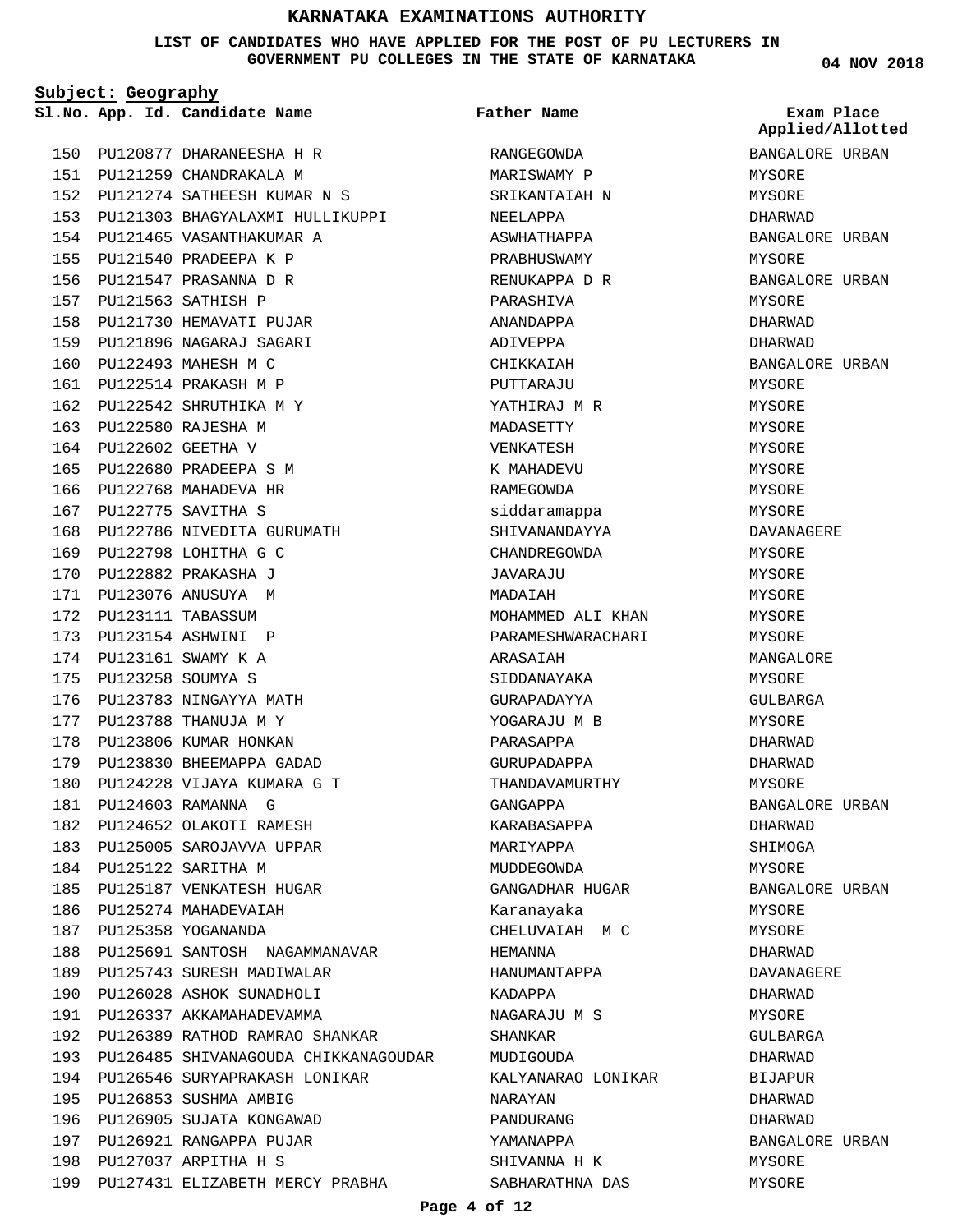# KARNATAKA EXAMINATIONS AUTHORITY

**LIST OF CANDIDATES WHO HAVE APPLIED FOR THE POST OF PU LECTURERS IN GOVERNMENT PU COLLEGES IN THE STATE OF KARNATAKA**

04 NOV 2018

**Subject: Geography**

| Sl.No. | App. Id. | Candidate Name | Father Name | Exam Place Applied/Allotted |
|---|---|---|---|---|
| 150 | PU120877 | DHARANEESHA H R | RANGEGOWDA | BANGALORE URBAN |
| 151 | PU121259 | CHANDRAKALA M | MARISWAMY P | MYSORE |
| 152 | PU121274 | SATHEESH KUMAR N S | SRIKANTAIAH N | MYSORE |
| 153 | PU121303 | BHAGYALAXMI HULLIKUPPI | NEELAPPA | DHARWAD |
| 154 | PU121465 | VASANTHAKUMAR A | ASWHATHAPPA | BANGALORE URBAN |
| 155 | PU121540 | PRADEEPA K P | PRABHUSWAMY | MYSORE |
| 156 | PU121547 | PRASANNA D R | RENUKAPPA D R | BANGALORE URBAN |
| 157 | PU121563 | SATHISH P | PARASHIVA | MYSORE |
| 158 | PU121730 | HEMAVATI PUJAR | ANANDAPPA | DHARWAD |
| 159 | PU121896 | NAGARAJ SAGARI | ADIVEPPA | DHARWAD |
| 160 | PU122493 | MAHESH M C | CHIKKAIAH | BANGALORE URBAN |
| 161 | PU122514 | PRAKASH M P | PUTTARAJU | MYSORE |
| 162 | PU122542 | SHRUTHIKA M Y | YATHIRAJ M R | MYSORE |
| 163 | PU122580 | RAJESHA M | MADASETTY | MYSORE |
| 164 | PU122602 | GEETHA V | VENKATESH | MYSORE |
| 165 | PU122680 | PRADEEPA S M | K MAHADEVU | MYSORE |
| 166 | PU122768 | MAHADEVA HR | RAMEGOWDA | MYSORE |
| 167 | PU122775 | SAVITHA S | siddaramappa | MYSORE |
| 168 | PU122786 | NIVEDITA GURUMATH | SHIVANANDAYYA | DAVANAGERE |
| 169 | PU122798 | LOHITHA G C | CHANDREGOWDA | MYSORE |
| 170 | PU122882 | PRAKASHA J | JAVARAJU | MYSORE |
| 171 | PU123076 | ANUSUYA M | MADAIAH | MYSORE |
| 172 | PU123111 | TABASSUM | MOHAMMED ALI KHAN | MYSORE |
| 173 | PU123154 | ASHWINI P | PARAMESHWARACHARI | MYSORE |
| 174 | PU123161 | SWAMY K A | ARASAIAH | MANGALORE |
| 175 | PU123258 | SOUMYA S | SIDDANAYAKA | MYSORE |
| 176 | PU123783 | NINGAYYA MATH | GURAPADAYYA | GULBARGA |
| 177 | PU123788 | THANUJA M Y | YOGARAJU M B | MYSORE |
| 178 | PU123806 | KUMAR HONKAN | PARASAPPA | DHARWAD |
| 179 | PU123830 | BHEEMAPPA GADAD | GURUPADAPPA | DHARWAD |
| 180 | PU124228 | VIJAYA KUMARA G T | THANDAVAMURTHY | MYSORE |
| 181 | PU124603 | RAMANNA G | GANGAPPA | BANGALORE URBAN |
| 182 | PU124652 | OLAKOTI RAMESH | KARABASAPPA | DHARWAD |
| 183 | PU125005 | SAROJAVVA UPPAR | MARIYAPPA | SHIMOGA |
| 184 | PU125122 | SARITHA M | MUDDEGOWDA | MYSORE |
| 185 | PU125187 | VENKATESH HUGAR | GANGADHAR HUGAR | BANGALORE URBAN |
| 186 | PU125274 | MAHADEVAIAH | Karanayaka | MYSORE |
| 187 | PU125358 | YOGANANDA | CHELUVAIAH M C | MYSORE |
| 188 | PU125691 | SANTOSH NAGAMMANAVAR | HEMANNA | DHARWAD |
| 189 | PU125743 | SURESH MADIWALAR | HANUMANTAPPA | DAVANAGERE |
| 190 | PU126028 | ASHOK SUNADHOLI | KADAPPA | DHARWAD |
| 191 | PU126337 | AKKAMAHADEVAMMA | NAGARAJU M S | MYSORE |
| 192 | PU126389 | RATHOD RAMRAO SHANKAR | SHANKAR | GULBARGA |
| 193 | PU126485 | SHIVANAGOUDA CHIKKANAGOUDAR | MUDIGOUDA | DHARWAD |
| 194 | PU126546 | SURYAPRAKASH LONIKAR | KALYANARAO LONIKAR | BIJAPUR |
| 195 | PU126853 | SUSHMA AMBIG | NARAYAN | DHARWAD |
| 196 | PU126905 | SUJATA KONGAWAD | PANDURANG | DHARWAD |
| 197 | PU126921 | RANGAPPA PUJAR | YAMANAPPA | BANGALORE URBAN |
| 198 | PU127037 | ARPITHA H S | SHIVANNA H K | MYSORE |
| 199 | PU127431 | ELIZABETH MERCY PRABHA | SABHARATHNA DAS | MYSORE |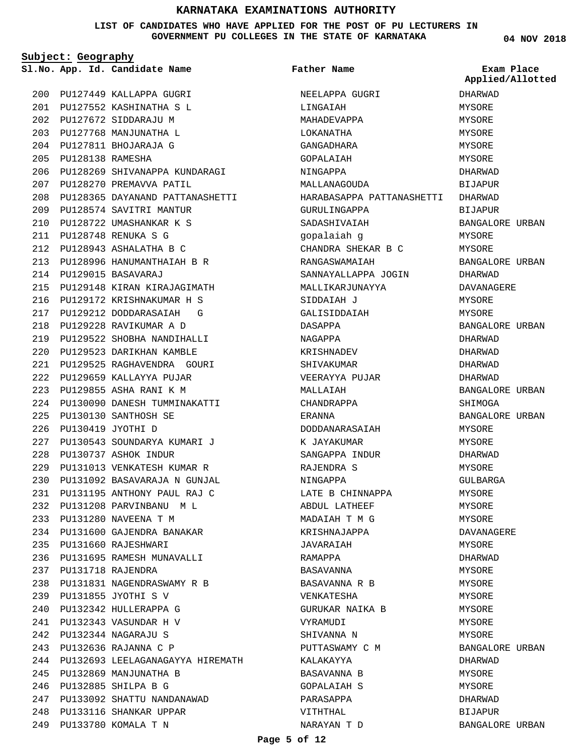# KARNATAKA EXAMINATIONS AUTHORITY

**LIST OF CANDIDATES WHO HAVE APPLIED FOR THE POST OF PU LECTURERS IN GOVERNMENT PU COLLEGES IN THE STATE OF KARNATAKA**

**04 NOV 2018**

**Subject: Geography**

| Sl.No. | App. Id. | Candidate Name | Father Name | Exam Place Applied/Allotted |
|---|---|---|---|---|
| 200 | PU127449 | KALLAPPA GUGRI | NEELAPPA GUGRI | DHARWAD |
| 201 | PU127552 | KASHINATHA S L | LINGAIAH | MYSORE |
| 202 | PU127672 | SIDDARAJU M | MAHADEVAPPA | MYSORE |
| 203 | PU127768 | MANJUNATHA L | LOKANATHA | MYSORE |
| 204 | PU127811 | BHOJARAJA G | GANGADHARA | MYSORE |
| 205 | PU128138 | RAMESHA | GOPALAIAH | MYSORE |
| 206 | PU128269 | SHIVANAPPA KUNDARAGI | NINGAPPA | DHARWAD |
| 207 | PU128270 | PREMAVVA PATIL | MALLANAGOUDA | BIJAPUR |
| 208 | PU128365 | DAYANAND PATTANASHETTI | HARABASAPPA PATTANASHETTI | DHARWAD |
| 209 | PU128574 | SAVITRI MANTUR | GURULINGAPPA | BIJAPUR |
| 210 | PU128722 | UMASHANKAR K S | SADASHIVAIAH | BANGALORE URBAN |
| 211 | PU128748 | RENUKA S G | gopalaiah g | MYSORE |
| 212 | PU128943 | ASHALATHA B C | CHANDRA SHEKAR B C | MYSORE |
| 213 | PU128996 | HANUMANTHAIAH B R | RANGASWAMAIAH | BANGALORE URBAN |
| 214 | PU129015 | BASAVARAJ | SANNAYALLAPPA JOGIN | DHARWAD |
| 215 | PU129148 | KIRAN KIRAJAGIMATH | MALLIKARJUNAYYA | DAVANAGERE |
| 216 | PU129172 | KRISHNAKUMAR H S | SIDDAIAH J | MYSORE |
| 217 | PU129212 | DODDARASAIAH G | GALISIDDAIAH | MYSORE |
| 218 | PU129228 | RAVIKUMAR A D | DASAPPA | BANGALORE URBAN |
| 219 | PU129522 | SHOBHA NANDIHALLI | NAGAPPA | DHARWAD |
| 220 | PU129523 | DARIKHAN KAMBLE | KRISHNADEV | DHARWAD |
| 221 | PU129525 | RAGHAVENDRA GOURI | SHIVAKUMAR | DHARWAD |
| 222 | PU129659 | KALLAYYA PUJAR | VEERAYYA PUJAR | DHARWAD |
| 223 | PU129855 | ASHA RANI K M | MALLAIAH | BANGALORE URBAN |
| 224 | PU130090 | DANESH TUMMINAKATTI | CHANDRAPPA | SHIMOGA |
| 225 | PU130130 | SANTHOSH SE | ERANNA | BANGALORE URBAN |
| 226 | PU130419 | JYOTHI D | DODDANARASAIAH | MYSORE |
| 227 | PU130543 | SOUNDARYA KUMARI J | K JAYAKUMAR | MYSORE |
| 228 | PU130737 | ASHOK INDUR | SANGAPPA INDUR | DHARWAD |
| 229 | PU131013 | VENKATESH KUMAR R | RAJENDRA S | MYSORE |
| 230 | PU131092 | BASAVARAJA N GUNJAL | NINGAPPA | GULBARGA |
| 231 | PU131195 | ANTHONY PAUL RAJ C | LATE B CHINNAPPA | MYSORE |
| 232 | PU131208 | PARVINBANU M L | ABDUL LATHEEF | MYSORE |
| 233 | PU131280 | NAVEENA T M | MADAIAH T M G | MYSORE |
| 234 | PU131600 | GAJENDRA BANAKAR | KRISHNAJAPPA | DAVANAGERE |
| 235 | PU131660 | RAJESHWARI | JAVARAIAH | MYSORE |
| 236 | PU131695 | RAMESH MUNAVALLI | RAMAPPA | DHARWAD |
| 237 | PU131718 | RAJENDRA | BASAVANNA | MYSORE |
| 238 | PU131831 | NAGENDRASWAMY R B | BASAVANNA R B | MYSORE |
| 239 | PU131855 | JYOTHI S V | VENKATESHA | MYSORE |
| 240 | PU132342 | HULLERAPPA G | GURUKAR NAIKA B | MYSORE |
| 241 | PU132343 | VASUNDAR H V | VYRAMUDI | MYSORE |
| 242 | PU132344 | NAGARAJU S | SHIVANNA N | MYSORE |
| 243 | PU132636 | RAJANNA C P | PUTTASWAMY C M | BANGALORE URBAN |
| 244 | PU132693 | LEELAGANAGAYYA HIREMATH | KALAKAYYA | DHARWAD |
| 245 | PU132869 | MANJUNATHA B | BASAVANNA B | MYSORE |
| 246 | PU132885 | SHILPA B G | GOPALAIAH S | MYSORE |
| 247 | PU133092 | SHATTU NANDANAWAD | PARASAPPA | DHARWAD |
| 248 | PU133116 | SHANKAR UPPAR | VITHTHAL | BIJAPUR |
| 249 | PU133780 | KOMALA T N | NARAYAN T D | BANGALORE URBAN |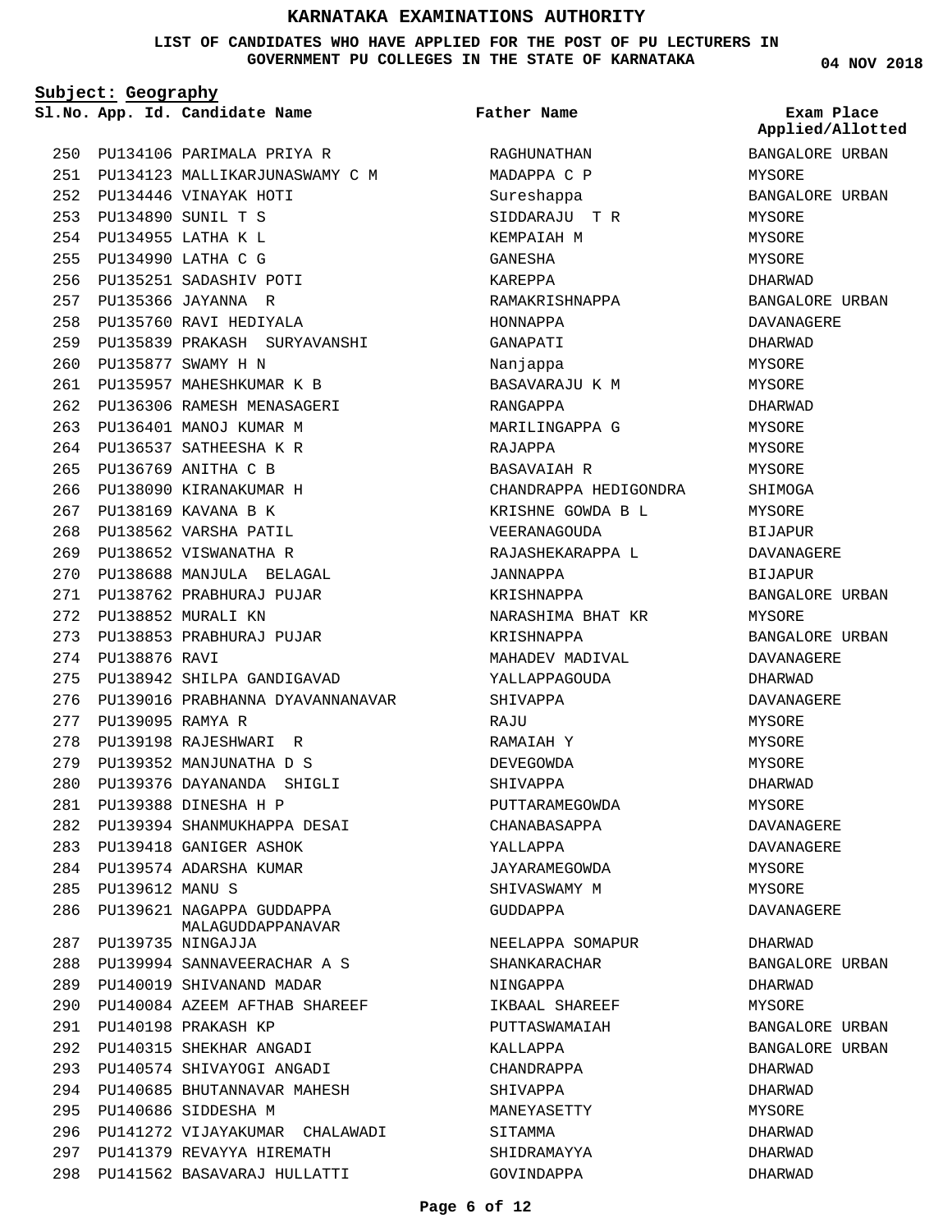# KARNATAKA EXAMINATIONS AUTHORITY

**LIST OF CANDIDATES WHO HAVE APPLIED FOR THE POST OF PU LECTURERS IN GOVERNMENT PU COLLEGES IN THE STATE OF KARNATAKA**

04 NOV 2018

**Subject: Geography**

| Sl.No. | App. Id. | Candidate Name | Father Name | Exam Place Applied/Allotted |
|---|---|---|---|---|
| 250 | PU134106 | PARIMALA PRIYA R | RAGHUNATHAN | BANGALORE URBAN |
| 251 | PU134123 | MALLIKARJUNASWAMY C M | MADAPPA C P | MYSORE |
| 252 | PU134446 | VINAYAK HOTI | Sureshappa | BANGALORE URBAN |
| 253 | PU134890 | SUNIL T S | SIDDARAJU T R | MYSORE |
| 254 | PU134955 | LATHA K L | KEMPAIAH M | MYSORE |
| 255 | PU134990 | LATHA C G | GANESHA | MYSORE |
| 256 | PU135251 | SADASHIV POTI | KAREPPA | DHARWAD |
| 257 | PU135366 | JAYANNA R | RAMAKRISHNAPPA | BANGALORE URBAN |
| 258 | PU135760 | RAVI HEDIYALA | HONNAPPA | DAVANAGERE |
| 259 | PU135839 | PRAKASH SURYAVANSHI | GANAPATI | DHARWAD |
| 260 | PU135877 | SWAMY H N | Nanjappa | MYSORE |
| 261 | PU135957 | MAHESHKUMAR K B | BASAVARAJU K M | MYSORE |
| 262 | PU136306 | RAMESH MENASAGERI | RANGAPPA | DHARWAD |
| 263 | PU136401 | MANOJ KUMAR M | MARILINGAPPA G | MYSORE |
| 264 | PU136537 | SATHEESHA K R | RAJAPPA | MYSORE |
| 265 | PU136769 | ANITHA C B | BASAVAIAH R | MYSORE |
| 266 | PU138090 | KIRANAKUMAR H | CHANDRAPPA HEDIGONDRA | SHIMOGA |
| 267 | PU138169 | KAVANA B K | KRISHNE GOWDA B L | MYSORE |
| 268 | PU138562 | VARSHA PATIL | VEERANAGOUDA | BIJAPUR |
| 269 | PU138652 | VISWANATHA R | RAJASHEKARAPPA L | DAVANAGERE |
| 270 | PU138688 | MANJULA BELAGAL | JANNAPPA | BIJAPUR |
| 271 | PU138762 | PRABHURAJ PUJAR | KRISHNAPPA | BANGALORE URBAN |
| 272 | PU138852 | MURALI KN | NARASHIMA BHAT KR | MYSORE |
| 273 | PU138853 | PRABHURAJ PUJAR | KRISHNAPPA | BANGALORE URBAN |
| 274 | PU138876 | RAVI | MAHADEV MADIVAL | DAVANAGERE |
| 275 | PU138942 | SHILPA GANDIGAVAD | YALLAPPAGOUDA | DHARWAD |
| 276 | PU139016 | PRABHANNA DYAVANNANAVAR | SHIVAPPA | DAVANAGERE |
| 277 | PU139095 | RAMYA R | RAJU | MYSORE |
| 278 | PU139198 | RAJESHWARI R | RAMAIAH Y | MYSORE |
| 279 | PU139352 | MANJUNATHA D S | DEVEGOWDA | MYSORE |
| 280 | PU139376 | DAYANANDA SHIGLI | SHIVAPPA | DHARWAD |
| 281 | PU139388 | DINESHA H P | PUTTARAMEGOWDA | MYSORE |
| 282 | PU139394 | SHANMUKHAPPA DESAI | CHANABASAPPA | DAVANAGERE |
| 283 | PU139418 | GANIGER ASHOK | YALLAPPA | DAVANAGERE |
| 284 | PU139574 | ADARSHA KUMAR | JAYARAMEGOWDA | MYSORE |
| 285 | PU139612 | MANU S | SHIVASWAMY M | MYSORE |
| 286 | PU139621 | NAGAPPA GUDDAPPA MALAGUDDAPPANAVAR | GUDDAPPA | DAVANAGERE |
| 287 | PU139735 | NINGAJJA | NEELAPPA SOMAPUR | DHARWAD |
| 288 | PU139994 | SANNAVEERACHAR A S | SHANKARACHAR | BANGALORE URBAN |
| 289 | PU140019 | SHIVANAND MADAR | NINGAPPA | DHARWAD |
| 290 | PU140084 | AZEEM AFTHAB SHAREEF | IKBAAL SHAREEF | MYSORE |
| 291 | PU140198 | PRAKASH KP | PUTTASWAMAIAH | BANGALORE URBAN |
| 292 | PU140315 | SHEKHAR ANGADI | KALLAPPA | BANGALORE URBAN |
| 293 | PU140574 | SHIVAYOGI ANGADI | CHANDRAPPA | DHARWAD |
| 294 | PU140685 | BHUTANNAVAR MAHESH | SHIVAPPA | DHARWAD |
| 295 | PU140686 | SIDDESHA M | MANEYASETTY | MYSORE |
| 296 | PU141272 | VIJAYAKUMAR CHALAWADI | SITAMMA | DHARWAD |
| 297 | PU141379 | REVAYYA HIREMATH | SHIDRAMAYYA | DHARWAD |
| 298 | PU141562 | BASAVARAJ HULLATTI | GOVINDAPPA | DHARWAD |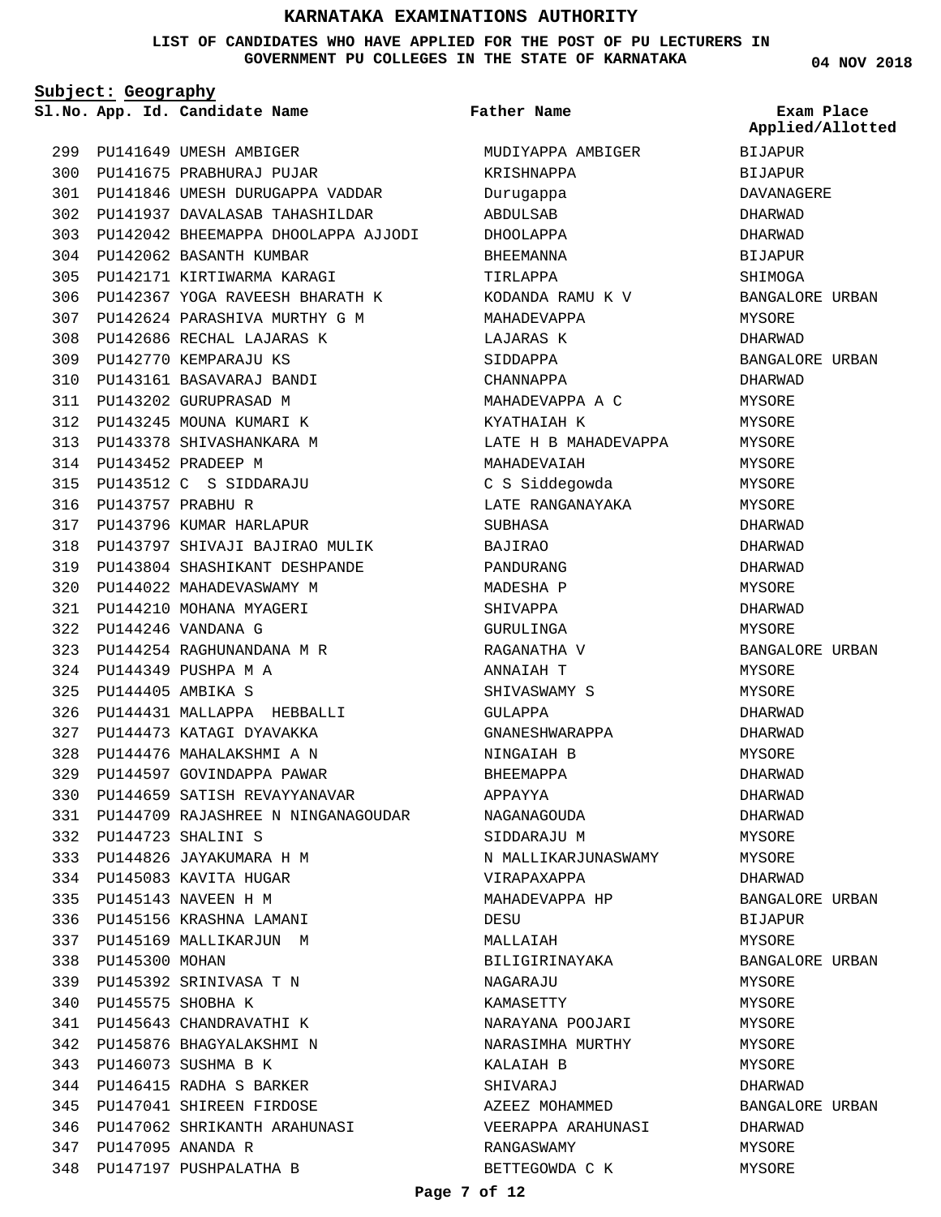# KARNATAKA EXAMINATIONS AUTHORITY

**LIST OF CANDIDATES WHO HAVE APPLIED FOR THE POST OF PU LECTURERS IN GOVERNMENT PU COLLEGES IN THE STATE OF KARNATAKA**

**04 NOV 2018**

**Subject: Geography**

| Sl.No. | App. Id. | Candidate Name | Father Name | Exam Place Applied/Allotted |
|---|---|---|---|---|
| 299 | PU141649 | UMESH AMBIGER | MUDIYAPPA AMBIGER | BIJAPUR |
| 300 | PU141675 | PRABHURAJ PUJAR | KRISHNAPPA | BIJAPUR |
| 301 | PU141846 | UMESH DURUGAPPA VADDAR | Durugappa | DAVANAGERE |
| 302 | PU141937 | DAVALASAB TAHASHILDAR | ABDULSAB | DHARWAD |
| 303 | PU142042 | BHEEMAPPA DHOOLAPPA AJJODI | DHOOLAPPA | DHARWAD |
| 304 | PU142062 | BASANTH KUMBAR | BHEEMANNA | BIJAPUR |
| 305 | PU142171 | KIRTIWARMA KARAGI | TIRLAPPA | SHIMOGA |
| 306 | PU142367 | YOGA RAVEESH BHARATH K | KODANDA RAMU K V | BANGALORE URBAN |
| 307 | PU142624 | PARASHIVA MURTHY G M | MAHADEVAPPA | MYSORE |
| 308 | PU142686 | RECHAL LAJARAS K | LAJARAS K | DHARWAD |
| 309 | PU142770 | KEMPARAJU KS | SIDDAPPA | BANGALORE URBAN |
| 310 | PU143161 | BASAVARAJ BANDI | CHANNAPPA | DHARWAD |
| 311 | PU143202 | GURUPRASAD M | MAHADEVAPPA A C | MYSORE |
| 312 | PU143245 | MOUNA KUMARI K | KYATHAIAH K | MYSORE |
| 313 | PU143378 | SHIVASHANKARA M | LATE H B MAHADEVAPPA | MYSORE |
| 314 | PU143452 | PRADEEP M | MAHADEVAIAH | MYSORE |
| 315 | PU143512 | C S SIDDARAJU | C S Siddegowda | MYSORE |
| 316 | PU143757 | PRABHU R | LATE RANGANAYAKA | MYSORE |
| 317 | PU143796 | KUMAR HARLAPUR | SUBHASA | DHARWAD |
| 318 | PU143797 | SHIVAJI BAJIRAO MULIK | BAJIRAO | DHARWAD |
| 319 | PU143804 | SHASHIKANT DESHPANDE | PANDURANG | DHARWAD |
| 320 | PU144022 | MAHADEVASWAMY M | MADESHA P | MYSORE |
| 321 | PU144210 | MOHANA MYAGERI | SHIVAPPA | DHARWAD |
| 322 | PU144246 | VANDANA G | GURULINGA | MYSORE |
| 323 | PU144254 | RAGHUNANDANA M R | RAGANATHA V | BANGALORE URBAN |
| 324 | PU144349 | PUSHPA M A | ANNAIAH T | MYSORE |
| 325 | PU144405 | AMBIKA S | SHIVASWAMY S | MYSORE |
| 326 | PU144431 | MALLAPPA HEBBALLI | GULAPPA | DHARWAD |
| 327 | PU144473 | KATAGI DYAVAKKA | GNANESHWARAPPA | DHARWAD |
| 328 | PU144476 | MAHALAKSHMI A N | NINGAIAH B | MYSORE |
| 329 | PU144597 | GOVINDAPPA PAWAR | BHEEMAPPA | DHARWAD |
| 330 | PU144659 | SATISH REVAYYANAVAR | APPAYYA | DHARWAD |
| 331 | PU144709 | RAJASHREE N NINGANAGOUDAR | NAGANAGOUDA | DHARWAD |
| 332 | PU144723 | SHALINI S | SIDDARAJU M | MYSORE |
| 333 | PU144826 | JAYAKUMARA H M | N MALLIKARJUNASWAMY | MYSORE |
| 334 | PU145083 | KAVITA HUGAR | VIRAPAXAPPA | DHARWAD |
| 335 | PU145143 | NAVEEN H M | MAHADEVAPPA HP | BANGALORE URBAN |
| 336 | PU145156 | KRASHNA LAMANI | DESU | BIJAPUR |
| 337 | PU145169 | MALLIKARJUN M | MALLAIAH | MYSORE |
| 338 | PU145300 | MOHAN | BILIGIRINAYAKA | BANGALORE URBAN |
| 339 | PU145392 | SRINIVASA T N | NAGARAJU | MYSORE |
| 340 | PU145575 | SHOBHA K | KAMASETTY | MYSORE |
| 341 | PU145643 | CHANDRAVATHI K | NARAYANA POOJARI | MYSORE |
| 342 | PU145876 | BHAGYALAKSHMI N | NARASIMHA MURTHY | MYSORE |
| 343 | PU146073 | SUSHMA B K | KALAIAH B | MYSORE |
| 344 | PU146415 | RADHA S BARKER | SHIVARAJ | DHARWAD |
| 345 | PU147041 | SHIREEN FIRDOSE | AZEEZ MOHAMMED | BANGALORE URBAN |
| 346 | PU147062 | SHRIKANTH ARAHUNASI | VEERAPPA ARAHUNASI | DHARWAD |
| 347 | PU147095 | ANANDA R | RANGASWAMY | MYSORE |
| 348 | PU147197 | PUSHPALATHA B | BETTEGOWDA C K | MYSORE |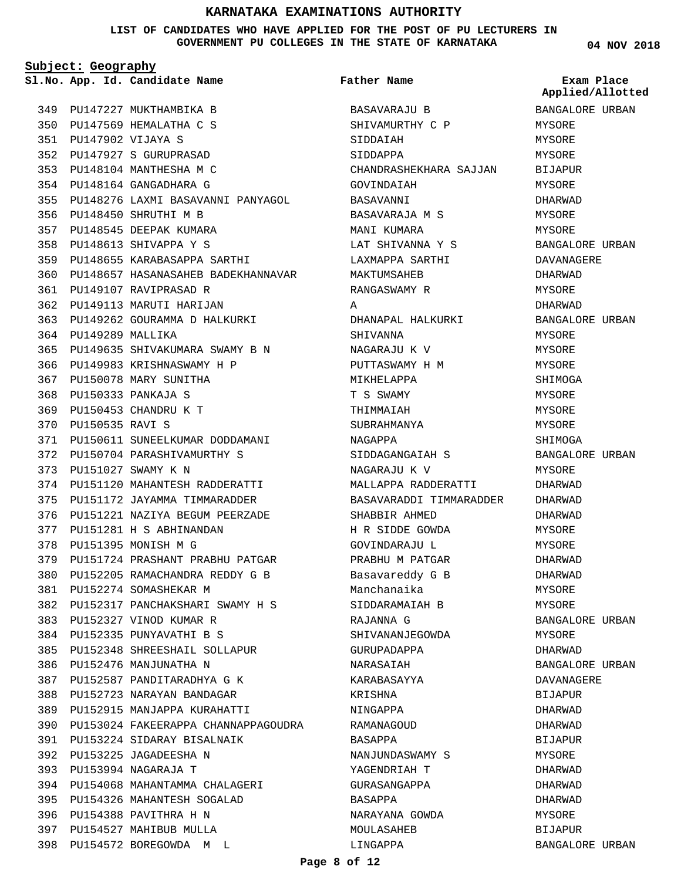# KARNATAKA EXAMINATIONS AUTHORITY

**LIST OF CANDIDATES WHO HAVE APPLIED FOR THE POST OF PU LECTURERS IN GOVERNMENT PU COLLEGES IN THE STATE OF KARNATAKA**

**04 NOV 2018**

**Subject: Geography**

| Sl.No. | App. Id. | Candidate Name | Father Name | Exam Place Applied/Allotted |
|---|---|---|---|---|
| 349 | PU147227 | MUKTHAMBIKA B | BASAVARAJU B | BANGALORE URBAN |
| 350 | PU147569 | HEMALATHA C S | SHIVAMURTHY C P | MYSORE |
| 351 | PU147902 | VIJAYA S | SIDDAIAH | MYSORE |
| 352 | PU147927 | S GURUPRASAD | SIDDAPPA | MYSORE |
| 353 | PU148104 | MANTHESHA M C | CHANDRASHEKHARA SAJJAN | BIJAPUR |
| 354 | PU148164 | GANGADHARA G | GOVINDAIAH | MYSORE |
| 355 | PU148276 | LAXMI BASAVANNI PANYAGOL | BASAVANNI | DHARWAD |
| 356 | PU148450 | SHRUTHI M B | BASAVARAJA M S | MYSORE |
| 357 | PU148545 | DEEPAK KUMARA | MANI KUMARA | MYSORE |
| 358 | PU148613 | SHIVAPPA Y S | LAT SHIVANNA Y S | BANGALORE URBAN |
| 359 | PU148655 | KARABASAPPA SARTHI | LAXMAPPA SARTHI | DAVANAGERE |
| 360 | PU148657 | HASANASAHEB BADEKHANNAVAR | MAKTUMSAHEB | DHARWAD |
| 361 | PU149107 | RAVIPRASAD R | RANGASWAMY R | MYSORE |
| 362 | PU149113 | MARUTI HARIJAN | A | DHARWAD |
| 363 | PU149262 | GOURAMMA D HALKURKI | DHANAPAL HALKURKI | BANGALORE URBAN |
| 364 | PU149289 | MALLIKA | SHIVANNA | MYSORE |
| 365 | PU149635 | SHIVAKUMARA SWAMY B N | NAGARAJU K V | MYSORE |
| 366 | PU149983 | KRISHNASWAMY H P | PUTTASWAMY H M | MYSORE |
| 367 | PU150078 | MARY SUNITHA | MIKHELAPPA | SHIMOGA |
| 368 | PU150333 | PANKAJA S | T S SWAMY | MYSORE |
| 369 | PU150453 | CHANDRU K T | THIMMAIAH | MYSORE |
| 370 | PU150535 | RAVI S | SUBRAHMANYA | MYSORE |
| 371 | PU150611 | SUNEELKUMAR DODDAMANI | NAGAPPA | SHIMOGA |
| 372 | PU150704 | PARASHIVAMURTHY S | SIDDAGANGAIAH S | BANGALORE URBAN |
| 373 | PU151027 | SWAMY K N | NAGARAJU K V | MYSORE |
| 374 | PU151120 | MAHANTESH RADDERATTI | MALLAPPA RADDERATTI | DHARWAD |
| 375 | PU151172 | JAYAMMA TIMMARADDER | BASAVARADDI TIMMARADDER | DHARWAD |
| 376 | PU151221 | NAZIYA BEGUM PEERZADE | SHABBIR AHMED | DHARWAD |
| 377 | PU151281 | H S ABHINANDAN | H R SIDDE GOWDA | MYSORE |
| 378 | PU151395 | MONISH M G | GOVINDARAJU L | MYSORE |
| 379 | PU151724 | PRASHANT PRABHU PATGAR | PRABHU M PATGAR | DHARWAD |
| 380 | PU152205 | RAMACHANDRA REDDY G B | Basavareddy G B | DHARWAD |
| 381 | PU152274 | SOMASHEKAR M | Manchanaika | MYSORE |
| 382 | PU152317 | PANCHAKSHARI SWAMY H S | SIDDARAMAIAH B | MYSORE |
| 383 | PU152327 | VINOD KUMAR R | RAJANNA G | BANGALORE URBAN |
| 384 | PU152335 | PUNYAVATHI B S | SHIVANANJEGOWDA | MYSORE |
| 385 | PU152348 | SHREESHAIL SOLLAPUR | GURUPADAPPA | DHARWAD |
| 386 | PU152476 | MANJUNATHA N | NARASAIAH | BANGALORE URBAN |
| 387 | PU152587 | PANDITARADHYA G K | KARABASAYYA | DAVANAGERE |
| 388 | PU152723 | NARAYAN BANDAGAR | KRISHNA | BIJAPUR |
| 389 | PU152915 | MANJAPPA KURAHATTI | NINGAPPA | DHARWAD |
| 390 | PU153024 | FAKEERAPPA CHANNAPPAGOUDRA | RAMANAGOUD | DHARWAD |
| 391 | PU153224 | SIDARAY BISALNAIK | BASAPPA | BIJAPUR |
| 392 | PU153225 | JAGADEESHA N | NANJUNDASWAMY S | MYSORE |
| 393 | PU153994 | NAGARAJA T | YAGENDRIAH T | DHARWAD |
| 394 | PU154068 | MAHANTAMMA CHALAGERI | GURASANGAPPA | DHARWAD |
| 395 | PU154326 | MAHANTESH SOGALAD | BASAPPA | DHARWAD |
| 396 | PU154388 | PAVITHRA H N | NARAYANA GOWDA | MYSORE |
| 397 | PU154527 | MAHIBUB MULLA | MOULASAHEB | BIJAPUR |
| 398 | PU154572 | BOREGOWDA M L | LINGAPPA | BANGALORE URBAN |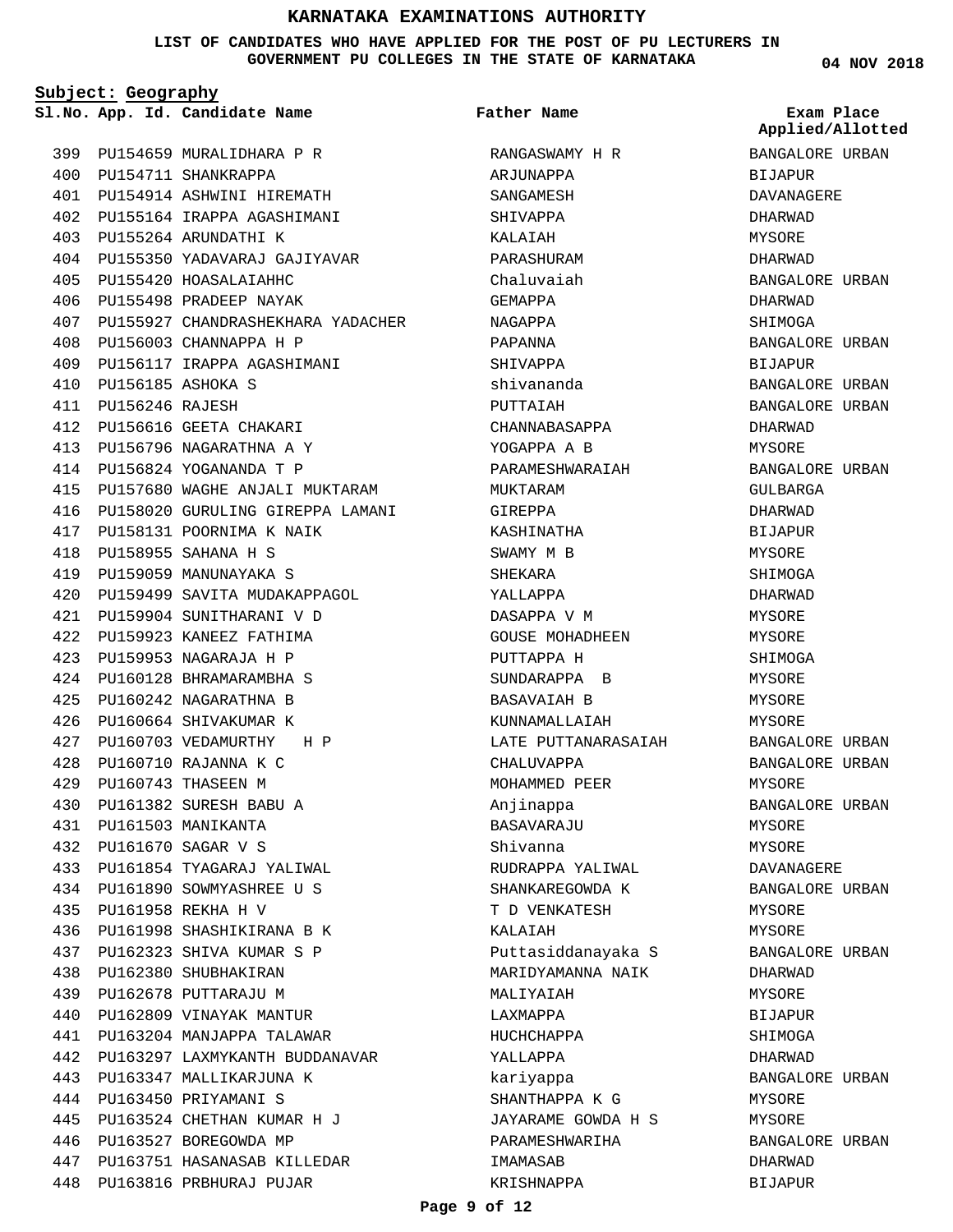# KARNATAKA EXAMINATIONS AUTHORITY

**LIST OF CANDIDATES WHO HAVE APPLIED FOR THE POST OF PU LECTURERS IN GOVERNMENT PU COLLEGES IN THE STATE OF KARNATAKA**

**04 NOV 2018**

**Subject: Geography**

| Sl.No. | App. Id. | Candidate Name | Father Name | Exam Place Applied/Allotted |
|---|---|---|---|---|
| 399 | PU154659 | MURALIDHARA P R | RANGASWAMY H R | BANGALORE URBAN |
| 400 | PU154711 | SHANKRAPPA | ARJUNAPPA | BIJAPUR |
| 401 | PU154914 | ASHWINI HIREMATH | SANGAMESH | DAVANAGERE |
| 402 | PU155164 | IRAPPA AGASHIMANI | SHIVAPPA | DHARWAD |
| 403 | PU155264 | ARUNDATHI K | KALAIAH | MYSORE |
| 404 | PU155350 | YADAVARAJ GAJIYAVAR | PARASHURAM | DHARWAD |
| 405 | PU155420 | HOASALAIAHHC | Chaluvaiah | BANGALORE URBAN |
| 406 | PU155498 | PRADEEP NAYAK | GEMAPPA | DHARWAD |
| 407 | PU155927 | CHANDRASHEKHARA YADACHER | NAGAPPA | SHIMOGA |
| 408 | PU156003 | CHANNAPPA H P | PAPANNA | BANGALORE URBAN |
| 409 | PU156117 | IRAPPA AGASHIMANI | SHIVAPPA | BIJAPUR |
| 410 | PU156185 | ASHOKA S | shivananda | BANGALORE URBAN |
| 411 | PU156246 | RAJESH | PUTTAIAH | BANGALORE URBAN |
| 412 | PU156616 | GEETA CHAKARI | CHANNABASAPPA | DHARWAD |
| 413 | PU156796 | NAGARATHNA A Y | YOGAPPA A B | MYSORE |
| 414 | PU156824 | YOGANANDA T P | PARAMESHWARAIAH | BANGALORE URBAN |
| 415 | PU157680 | WAGHE ANJALI MUKTARAM | MUKTARAM | GULBARGA |
| 416 | PU158020 | GURULING GIREPPA LAMANI | GIREPPA | DHARWAD |
| 417 | PU158131 | POORNIMA K NAIK | KASHINATHA | BIJAPUR |
| 418 | PU158955 | SAHANA H S | SWAMY M B | MYSORE |
| 419 | PU159059 | MANUNAYAKA S | SHEKARA | SHIMOGA |
| 420 | PU159499 | SAVITA MUDAKAPPAGOL | YALLAPPA | DHARWAD |
| 421 | PU159904 | SUNITHARANI V D | DASAPPA V M | MYSORE |
| 422 | PU159923 | KANEEZ FATHIMA | GOUSE MOHADHEEN | MYSORE |
| 423 | PU159953 | NAGARAJA H P | PUTTAPPA H | SHIMOGA |
| 424 | PU160128 | BHRAMARAMBHA S | SUNDARAPPA B | MYSORE |
| 425 | PU160242 | NAGARATHNA B | BASAVAIAH B | MYSORE |
| 426 | PU160664 | SHIVAKUMAR K | KUNNAMALLAIAH | MYSORE |
| 427 | PU160703 | VEDAMURTHY H P | LATE PUTTANARASAIAH | BANGALORE URBAN |
| 428 | PU160710 | RAJANNA K C | CHALUVAPPA | BANGALORE URBAN |
| 429 | PU160743 | THASEEN M | MOHAMMED PEER | MYSORE |
| 430 | PU161382 | SURESH BABU A | Anjinappa | BANGALORE URBAN |
| 431 | PU161503 | MANIKANTA | BASAVARAJU | MYSORE |
| 432 | PU161670 | SAGAR V S | Shivanna | MYSORE |
| 433 | PU161854 | TYAGARAJ YALIWAL | RUDRAPPA YALIWAL | DAVANAGERE |
| 434 | PU161890 | SOWMYASHREE U S | SHANKAREGOWDA K | BANGALORE URBAN |
| 435 | PU161958 | REKHA H V | T D VENKATESH | MYSORE |
| 436 | PU161998 | SHASHIKIRANA B K | KALAIAH | MYSORE |
| 437 | PU162323 | SHIVA KUMAR S P | Puttasiddanayaka S | BANGALORE URBAN |
| 438 | PU162380 | SHUBHAKIRAN | MARIDYAMANNA NAIK | DHARWAD |
| 439 | PU162678 | PUTTARAJU M | MALIYAIAH | MYSORE |
| 440 | PU162809 | VINAYAK MANTUR | LAXMAPPA | BIJAPUR |
| 441 | PU163204 | MANJAPPA TALAWAR | HUCHCHAPPA | SHIMOGA |
| 442 | PU163297 | LAXMYKANTH BUDDANAVAR | YALLAPPA | DHARWAD |
| 443 | PU163347 | MALLIKARJUNA K | kariyappa | BANGALORE URBAN |
| 444 | PU163450 | PRIYAMANI S | SHANTHAPPA K G | MYSORE |
| 445 | PU163524 | CHETHAN KUMAR H J | JAYARAME GOWDA H S | MYSORE |
| 446 | PU163527 | BOREGOWDA MP | PARAMESHWARIHA | BANGALORE URBAN |
| 447 | PU163751 | HASANASAB KILLEDAR | IMAMASAB | DHARWAD |
| 448 | PU163816 | PRBHURAJ PUJAR | KRISHNAPPA | BIJAPUR |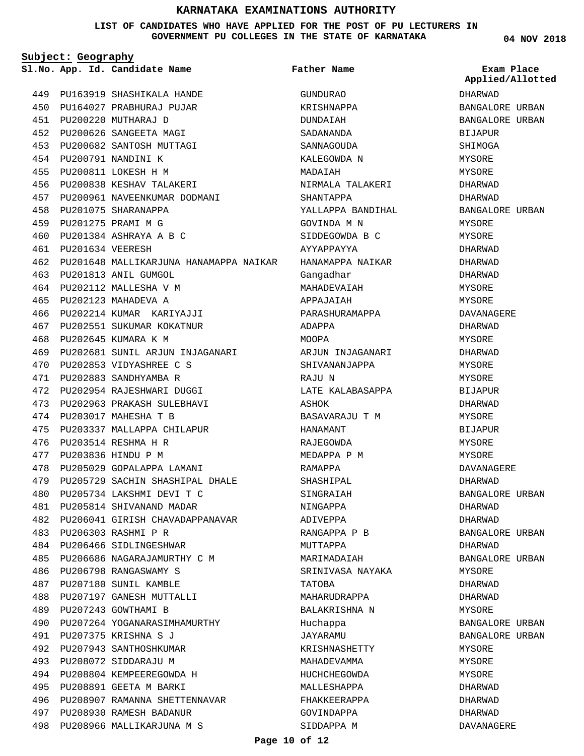# KARNATAKA EXAMINATIONS AUTHORITY

**LIST OF CANDIDATES WHO HAVE APPLIED FOR THE POST OF PU LECTURERS IN GOVERNMENT PU COLLEGES IN THE STATE OF KARNATAKA**

04 NOV 2018

**Subject: Geography**

| Sl.No. | App. Id. | Candidate Name | Father Name | Exam Place Applied/Allotted |
|---|---|---|---|---|
| 449 | PU163919 | SHASHIKALA HANDE | GUNDURAO | DHARWAD |
| 450 | PU164027 | PRABHURAJ PUJAR | KRISHNAPPA | BANGALORE URBAN |
| 451 | PU200220 | MUTHARAJ D | DUNDAIAH | BANGALORE URBAN |
| 452 | PU200626 | SANGEETA MAGI | SADANANDA | BIJAPUR |
| 453 | PU200682 | SANTOSH MUTTAGI | SANNAGOUDA | SHIMOGA |
| 454 | PU200791 | NANDINI K | KALEGOWDA N | MYSORE |
| 455 | PU200811 | LOKESH H M | MADAIAH | MYSORE |
| 456 | PU200838 | KESHAV TALAKERI | NIRMALA TALAKERI | DHARWAD |
| 457 | PU200961 | NAVEENKUMAR DODMANI | SHANTAPPA | DHARWAD |
| 458 | PU201075 | SHARANAPPA | YALLAPPA BANDIHAL | BANGALORE URBAN |
| 459 | PU201275 | PRAMI M G | GOVINDA M N | MYSORE |
| 460 | PU201384 | ASHRAYA A B C | SIDDEGOWDA B C | MYSORE |
| 461 | PU201634 | VEERESH | AYYAPPAYYA | DHARWAD |
| 462 | PU201648 | MALLIKARJUNA HANAMAPPA NAIKAR | HANAMAPPA NAIKAR | DHARWAD |
| 463 | PU201813 | ANIL GUMGOL | Gangadhar | DHARWAD |
| 464 | PU202112 | MALLESHA V M | MAHADEVAIAH | MYSORE |
| 465 | PU202123 | MAHADEVA A | APPAJAIAH | MYSORE |
| 466 | PU202214 | KUMAR KARIYAJJI | PARASHURAMAPPA | DAVANAGERE |
| 467 | PU202551 | SUKUMAR KOKATNUR | ADAPPA | DHARWAD |
| 468 | PU202645 | KUMARA K M | MOOPA | MYSORE |
| 469 | PU202681 | SUNIL ARJUN INJAGANARI | ARJUN INJAGANARI | DHARWAD |
| 470 | PU202853 | VIDYASHREE C S | SHIVANANJAPPA | MYSORE |
| 471 | PU202883 | SANDHYAMBA R | RAJU N | MYSORE |
| 472 | PU202954 | RAJESHWARI DUGGI | LATE KALABASAPPA | BIJAPUR |
| 473 | PU202963 | PRAKASH SULEBHAVI | ASHOK | DHARWAD |
| 474 | PU203017 | MAHESHA T B | BASAVARAJU T M | MYSORE |
| 475 | PU203337 | MALLAPPA CHILAPUR | HANAMANT | BIJAPUR |
| 476 | PU203514 | RESHMA H R | RAJEGOWDA | MYSORE |
| 477 | PU203836 | HINDU P M | MEDAPPA P M | MYSORE |
| 478 | PU205029 | GOPALAPPA LAMANI | RAMAPPA | DAVANAGERE |
| 479 | PU205729 | SACHIN SHASHIPAL DHALE | SHASHIPAL | DHARWAD |
| 480 | PU205734 | LAKSHMI DEVI T C | SINGRAIAH | BANGALORE URBAN |
| 481 | PU205814 | SHIVANAND MADAR | NINGAPPA | DHARWAD |
| 482 | PU206041 | GIRISH CHAVADAPPANAVAR | ADIVEPPA | DHARWAD |
| 483 | PU206303 | RASHMI P R | RANGAPPA P B | BANGALORE URBAN |
| 484 | PU206466 | SIDLINGESHWAR | MUTTAPPA | DHARWAD |
| 485 | PU206686 | NAGARAJAMURTHY C M | MARIMADAIAH | BANGALORE URBAN |
| 486 | PU206798 | RANGASWAMY S | SRINIVASA NAYAKA | MYSORE |
| 487 | PU207180 | SUNIL KAMBLE | TATOBA | DHARWAD |
| 488 | PU207197 | GANESH MUTTALLI | MAHARUDRAPPA | DHARWAD |
| 489 | PU207243 | GOWTHAMI B | BALAKRISHNA N | MYSORE |
| 490 | PU207264 | YOGANARASIMHAMURTHY | Huchappa | BANGALORE URBAN |
| 491 | PU207375 | KRISHNA S J | JAYARAMU | BANGALORE URBAN |
| 492 | PU207943 | SANTHOSHKUMAR | KRISHNASHETTY | MYSORE |
| 493 | PU208072 | SIDDARAJU M | MAHADEVAMMA | MYSORE |
| 494 | PU208804 | KEMPEEREGOWDA H | HUCHCHEGOWDA | MYSORE |
| 495 | PU208891 | GEETA M BARKI | MALLESHAPPA | DHARWAD |
| 496 | PU208907 | RAMANNA SHETTENNAVAR | FHAKKEERAPPA | DHARWAD |
| 497 | PU208930 | RAMESH BADANUR | GOVINDAPPA | DHARWAD |
| 498 | PU208966 | MALLIKARJUNA M S | SIDDAPPA M | DAVANAGERE |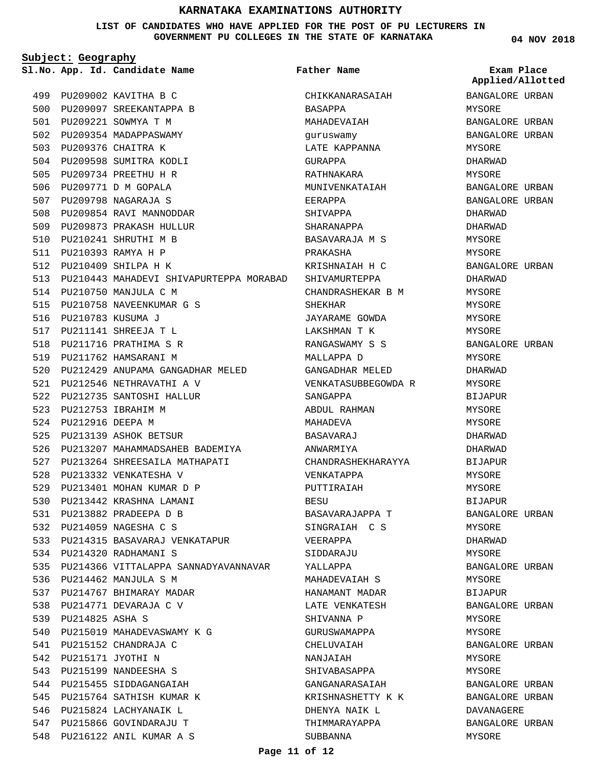# KARNATAKA EXAMINATIONS AUTHORITY

**LIST OF CANDIDATES WHO HAVE APPLIED FOR THE POST OF PU LECTURERS IN GOVERNMENT PU COLLEGES IN THE STATE OF KARNATAKA**

**04 NOV 2018**

**Subject: Geography**

| Sl.No. | App. Id. | Candidate Name | Father Name | Exam Place Applied/Allotted |
|---|---|---|---|---|
| 499 | PU209002 | KAVITHA B C | CHIKKANARASAIAH | BANGALORE URBAN |
| 500 | PU209097 | SREEKANTAPPA B | BASAPPA | MYSORE |
| 501 | PU209221 | SOWMYA T M | MAHADEVAIAH | BANGALORE URBAN |
| 502 | PU209354 | MADAPPASWAMY | guruswamy | BANGALORE URBAN |
| 503 | PU209376 | CHAITRA K | LATE KAPPANNA | MYSORE |
| 504 | PU209598 | SUMITRA KODLI | GURAPPA | DHARWAD |
| 505 | PU209734 | PREETHU H R | RATHNAKARA | MYSORE |
| 506 | PU209771 | D M GOPALA | MUNIVENKATAIAH | BANGALORE URBAN |
| 507 | PU209798 | NAGARAJA S | EERAPPA | BANGALORE URBAN |
| 508 | PU209854 | RAVI MANNODDAR | SHIVAPPA | DHARWAD |
| 509 | PU209873 | PRAKASH HULLUR | SHARANAPPA | DHARWAD |
| 510 | PU210241 | SHRUTHI M B | BASAVARAJA M S | MYSORE |
| 511 | PU210393 | RAMYA H P | PRAKASHA | MYSORE |
| 512 | PU210409 | SHILPA H K | KRISHNAIAH H C | BANGALORE URBAN |
| 513 | PU210443 | MAHADEVI SHIVAPURTEPPA MORABAD | SHIVAMURTEPPA | DHARWAD |
| 514 | PU210750 | MANJULA C M | CHANDRASHEKAR B M | MYSORE |
| 515 | PU210758 | NAVEENKUMAR G S | SHEKHAR | MYSORE |
| 516 | PU210783 | KUSUMA J | JAYARAME GOWDA | MYSORE |
| 517 | PU211141 | SHREEJA T L | LAKSHMAN T K | MYSORE |
| 518 | PU211716 | PRATHIMA S R | RANGASWAMY S S | BANGALORE URBAN |
| 519 | PU211762 | HAMSARANI M | MALLAPPA D | MYSORE |
| 520 | PU212429 | ANUPAMA GANGADHAR MELED | GANGADHAR MELED | DHARWAD |
| 521 | PU212546 | NETHRAVATHI A V | VENKATASUBBEGOWDA R | MYSORE |
| 522 | PU212735 | SANTOSHI HALLUR | SANGAPPA | BIJAPUR |
| 523 | PU212753 | IBRAHIM M | ABDUL RAHMAN | MYSORE |
| 524 | PU212916 | DEEPA M | MAHADEVA | MYSORE |
| 525 | PU213139 | ASHOK BETSUR | BASAVARAJ | DHARWAD |
| 526 | PU213207 | MAHAMMADSAHEB BADEMIYA | ANWARMIYA | DHARWAD |
| 527 | PU213264 | SHREESAILA MATHAPATI | CHANDRASHEKHARAYYA | BIJAPUR |
| 528 | PU213332 | VENKATESHA V | VENKATAPPA | MYSORE |
| 529 | PU213401 | MOHAN KUMAR D P | PUTTIRAIAH | MYSORE |
| 530 | PU213442 | KRASHNA LAMANI | BESU | BIJAPUR |
| 531 | PU213882 | PRADEEPA D B | BASAVARAJAPPA T | BANGALORE URBAN |
| 532 | PU214059 | NAGESHA C S | SINGRAIAH C S | MYSORE |
| 533 | PU214315 | BASAVARAJ VENKATAPUR | VEERAPPA | DHARWAD |
| 534 | PU214320 | RADHAMANI S | SIDDARAJU | MYSORE |
| 535 | PU214366 | VITTALAPPA SANNADYAVANNAVAR | YALLAPPA | BANGALORE URBAN |
| 536 | PU214462 | MANJULA S M | MAHADEVAIAH S | MYSORE |
| 537 | PU214767 | BHIMARAY MADAR | HANAMANT MADAR | BIJAPUR |
| 538 | PU214771 | DEVARAJA C V | LATE VENKATESH | BANGALORE URBAN |
| 539 | PU214825 | ASHA S | SHIVANNA P | MYSORE |
| 540 | PU215019 | MAHADEVASWAMY K G | GURUSWAMAPPA | MYSORE |
| 541 | PU215152 | CHANDRAJA C | CHELUVAIAH | BANGALORE URBAN |
| 542 | PU215171 | JYOTHI N | NANJAIAH | MYSORE |
| 543 | PU215199 | NANDEESHA S | SHIVABASAPPA | MYSORE |
| 544 | PU215455 | SIDDAGANGAIAH | GANGANARASAIAH | BANGALORE URBAN |
| 545 | PU215764 | SATHISH KUMAR K | KRISHNASHETTY K K | BANGALORE URBAN |
| 546 | PU215824 | LACHYANAIK L | DHENYA NAIK L | DAVANAGERE |
| 547 | PU215866 | GOVINDARAJU T | THIMMARAYAPPA | BANGALORE URBAN |
| 548 | PU216122 | ANIL KUMAR A S | SUBBANNA | MYSORE |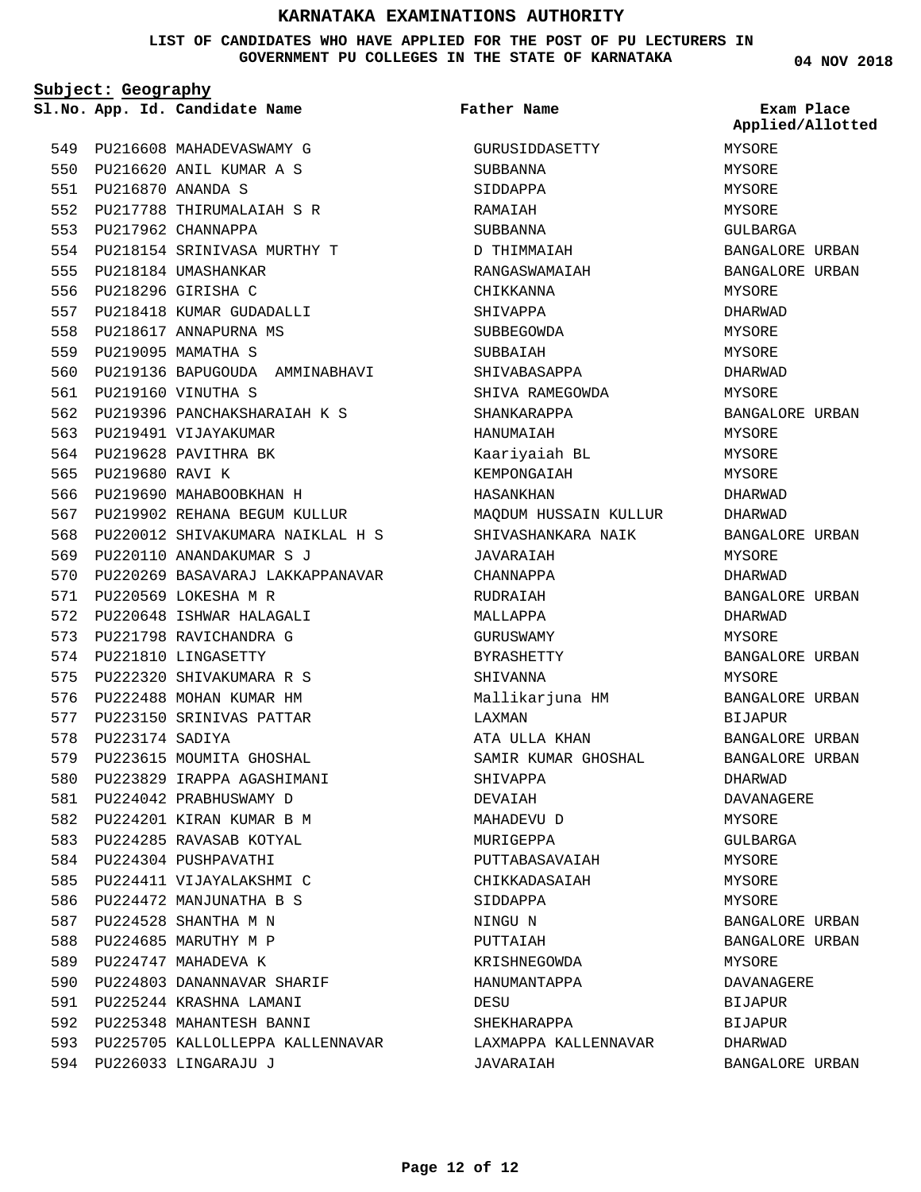# KARNATAKA EXAMINATIONS AUTHORITY

**LIST OF CANDIDATES WHO HAVE APPLIED FOR THE POST OF PU LECTURERS IN GOVERNMENT PU COLLEGES IN THE STATE OF KARNATAKA**

**04 NOV 2018**

**Subject: Geography**

| Sl.No. | App. Id. | Candidate Name | Father Name | Exam Place Applied/Allotted |
|---|---|---|---|---|
| 549 | PU216608 | MAHADEVASWAMY G | GURUSIDDASETTY | MYSORE |
| 550 | PU216620 | ANIL KUMAR A S | SUBBANNA | MYSORE |
| 551 | PU216870 | ANANDA S | SIDDAPPA | MYSORE |
| 552 | PU217788 | THIRUMALAIAH S R | RAMAIAH | MYSORE |
| 553 | PU217962 | CHANNAPPA | SUBBANNA | GULBARGA |
| 554 | PU218154 | SRINIVASA MURTHY T | D THIMMAIAH | BANGALORE URBAN |
| 555 | PU218184 | UMASHANKAR | RANGASWAMAIAH | BANGALORE URBAN |
| 556 | PU218296 | GIRISHA C | CHIKKANNA | MYSORE |
| 557 | PU218418 | KUMAR GUDADALLI | SHIVAPPA | DHARWAD |
| 558 | PU218617 | ANNAPURNA MS | SUBBEGOWDA | MYSORE |
| 559 | PU219095 | MAMATHA S | SUBBAIAH | MYSORE |
| 560 | PU219136 | BAPUGOUDA AMMINABHAVI | SHIVABASAPPA | DHARWAD |
| 561 | PU219160 | VINUTHA S | SHIVA RAMEGOWDA | MYSORE |
| 562 | PU219396 | PANCHAKSHARAIAH K S | SHANKARAPPA | BANGALORE URBAN |
| 563 | PU219491 | VIJAYAKUMAR | HANUMAIAH | MYSORE |
| 564 | PU219628 | PAVITHRA BK | Kaariyaiah BL | MYSORE |
| 565 | PU219680 | RAVI K | KEMPONGAIAH | MYSORE |
| 566 | PU219690 | MAHABOOBKHAN H | HASANKHAN | DHARWAD |
| 567 | PU219902 | REHANA BEGUM KULLUR | MAQDUM HUSSAIN KULLUR | DHARWAD |
| 568 | PU220012 | SHIVAKUMARA NAIKLAL H S | SHIVASHANKARA NAIK | BANGALORE URBAN |
| 569 | PU220110 | ANANDAKUMAR S J | JAVARAIAH | MYSORE |
| 570 | PU220269 | BASAVARAJ LAKKAPPANAVAR | CHANNAPPA | DHARWAD |
| 571 | PU220569 | LOKESHA M R | RUDRAIAH | BANGALORE URBAN |
| 572 | PU220648 | ISHWAR HALAGALI | MALLAPPA | DHARWAD |
| 573 | PU221798 | RAVICHANDRA G | GURUSWAMY | MYSORE |
| 574 | PU221810 | LINGASETTY | BYRASHETTY | BANGALORE URBAN |
| 575 | PU222320 | SHIVAKUMARA R S | SHIVANNA | MYSORE |
| 576 | PU222488 | MOHAN KUMAR HM | Mallikarjuna HM | BANGALORE URBAN |
| 577 | PU223150 | SRINIVAS PATTAR | LAXMAN | BIJAPUR |
| 578 | PU223174 | SADIYA | ATA ULLA KHAN | BANGALORE URBAN |
| 579 | PU223615 | MOUMITA GHOSHAL | SAMIR KUMAR GHOSHAL | BANGALORE URBAN |
| 580 | PU223829 | IRAPPA AGASHIMANI | SHIVAPPA | DHARWAD |
| 581 | PU224042 | PRABHUSWAMY D | DEVAIAH | DAVANAGERE |
| 582 | PU224201 | KIRAN KUMAR B M | MAHADEVU D | MYSORE |
| 583 | PU224285 | RAVASAB KOTYAL | MURIGEPPA | GULBARGA |
| 584 | PU224304 | PUSHPAVATHI | PUTTABASAVAIAH | MYSORE |
| 585 | PU224411 | VIJAYALAKSHMI C | CHIKKADASAIAH | MYSORE |
| 586 | PU224472 | MANJUNATHA B S | SIDDAPPA | MYSORE |
| 587 | PU224528 | SHANTHA M N | NINGU N | BANGALORE URBAN |
| 588 | PU224685 | MARUTHY M P | PUTTAIAH | BANGALORE URBAN |
| 589 | PU224747 | MAHADEVA K | KRISHNEGOWDA | MYSORE |
| 590 | PU224803 | DANANNAVAR SHARIF | HANUMANTAPPA | DAVANAGERE |
| 591 | PU225244 | KRASHNA LAMANI | DESU | BIJAPUR |
| 592 | PU225348 | MAHANTESH BANNI | SHEKHARAPPA | BIJAPUR |
| 593 | PU225705 | KALLOLLEPPA KALLENNAVAR | LAXMAPPA KALLENNAVAR | DHARWAD |
| 594 | PU226033 | LINGARAJU J | JAVARAIAH | BANGALORE URBAN |